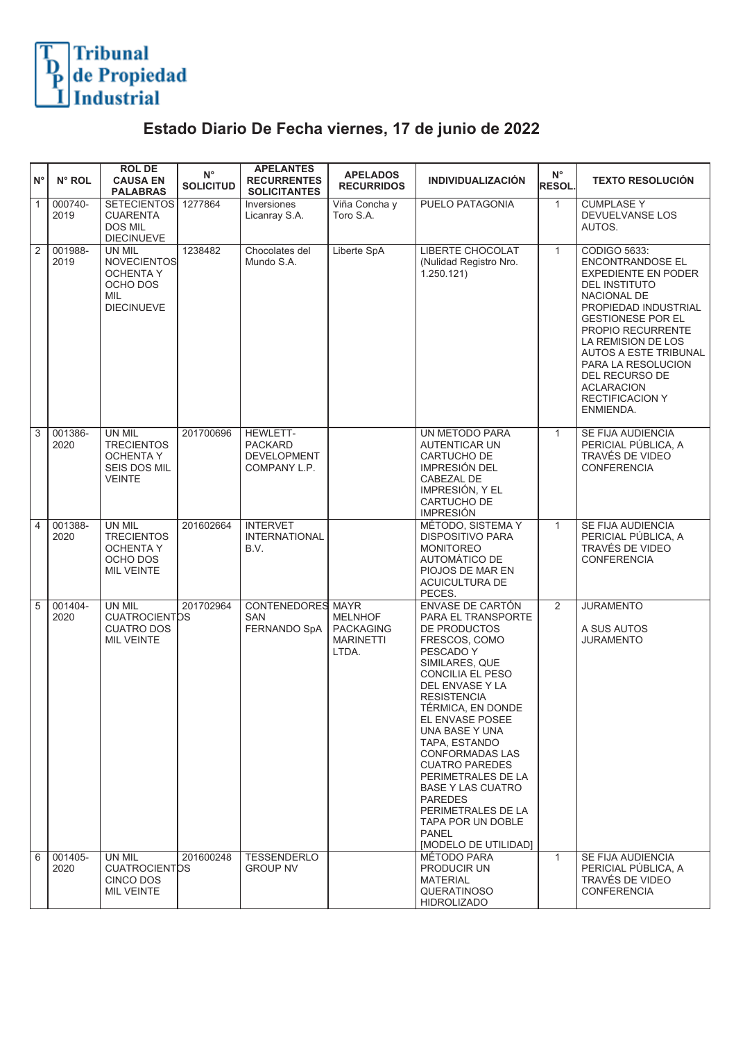Tribunal de Propiedad Industrial

# Estado Diario De Fecha viernes, 17 de junio de 2022

| N° | N° ROL | ROL DE CAUSA EN PALABRAS | N° SOLICITUD | APELANTES RECURRENTES SOLICITANTES | APELADOS RECURRIDOS | INDIVIDUALIZACIÓN | N° RESOL. | TEXTO RESOLUCIÓN |
|---|---|---|---|---|---|---|---|---|
| 1 | 000740-2019 | SETECIENTOS CUARENTA DOS MIL DIECINUEVE | 1277864 | Inversiones Licanray S.A. | Viña Concha y Toro S.A. | PUELO PATAGONIA | 1 | CUMPLASE Y DEVUELVANSE LOS AUTOS. |
| 2 | 001988-2019 | UN MIL NOVECIENTOS OCHENTA Y OCHO DOS MIL DIECINUEVE | 1238482 | Chocolates del Mundo S.A. | Liberte SpA | LIBERTE CHOCOLAT (Nulidad Registro Nro. 1.250.121) | 1 | CODIGO 5633: ENCONTRANDOSE EL EXPEDIENTE EN PODER DEL INSTITUTO NACIONAL DE PROPIEDAD INDUSTRIAL GESTIONESE POR EL PROPIO RECURRENTE LA REMISION DE LOS AUTOS A ESTE TRIBUNAL PARA LA RESOLUCION DEL RECURSO DE ACLARACION RECTIFICACION Y ENMIENDA. |
| 3 | 001386-2020 | UN MIL TRECIENTOS OCHENTA Y SEIS DOS MIL VEINTE | 201700696 | HEWLETT-PACKARD DEVELOPMENT COMPANY L.P. | | UN METODO PARA AUTENTICAR UN CARTUCHO DE IMPRESIÓN DEL CABEZAL DE IMPRESIÓN, Y EL CARTUCHO DE IMPRESIÓN | 1 | SE FIJA AUDIENCIA PERICIAL PÚBLICA, A TRAVÉS DE VIDEO CONFERENCIA |
| 4 | 001388-2020 | UN MIL TRECIENTOS OCHENTA Y OCHO DOS MIL VEINTE | 201602664 | INTERVET INTERNATIONAL B.V. | | MÉTODO, SISTEMA Y DISPOSITIVO PARA MONITOREO AUTOMÁTICO DE PIOJOS DE MAR EN ACUICULTURA DE PECES. | 1 | SE FIJA AUDIENCIA PERICIAL PÚBLICA, A TRAVÉS DE VIDEO CONFERENCIA |
| 5 | 001404-2020 | UN MIL CUATROCIENTOS CUATRO DOS MIL VEINTE | 201702964 | CONTENEDORES SAN FERNANDO SpA | MAYR MELNHOF PACKAGING MARINETTI LTDA. | ENVASE DE CARTÓN PARA EL TRANSPORTE DE PRODUCTOS FRESCOS, COMO PESCADO Y SIMILARES, QUE CONCILIA EL PESO DEL ENVASE Y LA RESISTENCIA TÉRMICA, EN DONDE EL ENVASE POSEE UNA BASE Y UNA TAPA, ESTANDO CONFORMADAS LAS CUATRO PAREDES PERIMETRALES DE LA BASE Y LAS CUATRO PAREDES PERIMETRALES DE LA TAPA POR UN DOBLE PANEL [MODELO DE UTILIDAD] | 2 | JURAMENTO<br><br>A SUS AUTOS JURAMENTO |
| 6 | 001405-2020 | UN MIL CUATROCIENTOS CINCO DOS MIL VEINTE | 201600248 | TESSENDERLO GROUP NV | | MÉTODO PARA PRODUCIR UN MATERIAL QUERATINOSO HIDROLIZADO | 1 | SE FIJA AUDIENCIA PERICIAL PÚBLICA, A TRAVÉS DE VIDEO CONFERENCIA |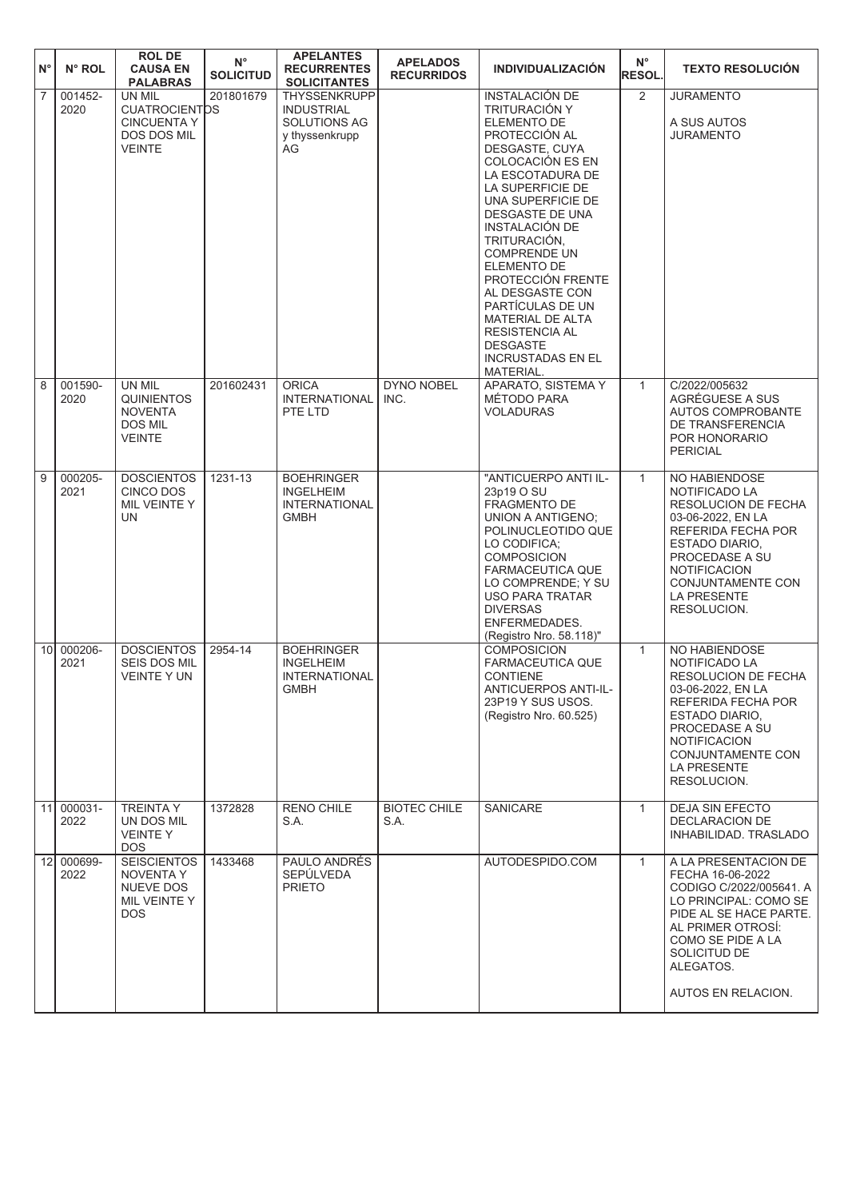| N° | N° ROL | ROL DE CAUSA EN PALABRAS | N° SOLICITUD | APELANTES RECURRENTES SOLICITANTES | APELADOS RECURRIDOS | INDIVIDUALIZACIÓN | N° RESOL. | TEXTO RESOLUCIÓN |
|---|---|---|---|---|---|---|---|---|
| 7 | 001452-2020 | UN MIL CUATROCIENTOS CINCUENTA Y DOS DOS MIL VEINTE | 201801679 | THYSSENKRUPP INDUSTRIAL SOLUTIONS AG y thyssenkrupp AG | | INSTALACIÓN DE TRITURACIÓN Y ELEMENTO DE PROTECCIÓN AL DESGASTE, CUYA COLOCACIÓN ES EN LA ESCOTADURA DE LA SUPERFICIE DE UNA SUPERFICIE DE DESGASTE DE UNA INSTALACIÓN DE TRITURACIÓN, COMPRENDE UN ELEMENTO DE PROTECCIÓN FRENTE AL DESGASTE CON PARTÍCULAS DE UN MATERIAL DE ALTA RESISTENCIA AL DESGASTE INCRUSTADAS EN EL MATERIAL. | 2 | JURAMENTO<br><br>A SUS AUTOS JURAMENTO |
| 8 | 001590-2020 | UN MIL QUINIENTOS NOVENTA DOS MIL VEINTE | 201602431 | ORICA INTERNATIONAL PTE LTD | DYNO NOBEL INC. | APARATO, SISTEMA Y MÉTODO PARA VOLADURAS | 1 | C/2022/005632 AGRÉGUESE A SUS AUTOS COMPROBANTE DE TRANSFERENCIA POR HONORARIO PERICIAL |
| 9 | 000205-2021 | DOSCIENTOS CINCO DOS MIL VEINTE Y UN | 1231-13 | BOEHRINGER INGELHEIM INTERNATIONAL GMBH | | "ANTICUERPO ANTI IL-23p19 O SU FRAGMENTO DE UNION A ANTIGENO; POLINUCLEOTIDO QUE LO CODIFICA; COMPOSICION FARMACEUTICA QUE LO COMPRENDE; Y SU USO PARA TRATAR DIVERSAS ENFERMEDADES. (Registro Nro. 58.118)" | 1 | NO HABIENDOSE NOTIFICADO LA RESOLUCION DE FECHA 03-06-2022, EN LA REFERIDA FECHA POR ESTADO DIARIO, PROCEDASE A SU NOTIFICACION CONJUNTAMENTE CON LA PRESENTE RESOLUCION. |
| 10 | 000206-2021 | DOSCIENTOS SEIS DOS MIL VEINTE Y UN | 2954-14 | BOEHRINGER INGELHEIM INTERNATIONAL GMBH | | COMPOSICION FARMACEUTICA QUE CONTIENE ANTICUERPOS ANTI-IL-23P19 Y SUS USOS. (Registro Nro. 60.525) | 1 | NO HABIENDOSE NOTIFICADO LA RESOLUCION DE FECHA 03-06-2022, EN LA REFERIDA FECHA POR ESTADO DIARIO, PROCEDASE A SU NOTIFICACION CONJUNTAMENTE CON LA PRESENTE RESOLUCION. |
| 11 | 000031-2022 | TREINTA Y UN DOS MIL VEINTE Y DOS | 1372828 | RENO CHILE S.A. | BIOTEC CHILE S.A. | SANICARE | 1 | DEJA SIN EFECTO DECLARACION DE INHABILIDAD. TRASLADO |
| 12 | 000699-2022 | SEISCIENTOS NOVENTA Y NUEVE DOS MIL VEINTE Y DOS | 1433468 | PAULO ANDRÉS SEPÚLVEDA PRIETO | | AUTODESPIDO.COM | 1 | A LA PRESENTACION DE FECHA 16-06-2022 CODIGO C/2022/005641. A LO PRINCIPAL: COMO SE PIDE AL SE HACE PARTE. AL PRIMER OTROSÍ: COMO SE PIDE A LA SOLICITUD DE ALEGATOS.<br><br>AUTOS EN RELACION. |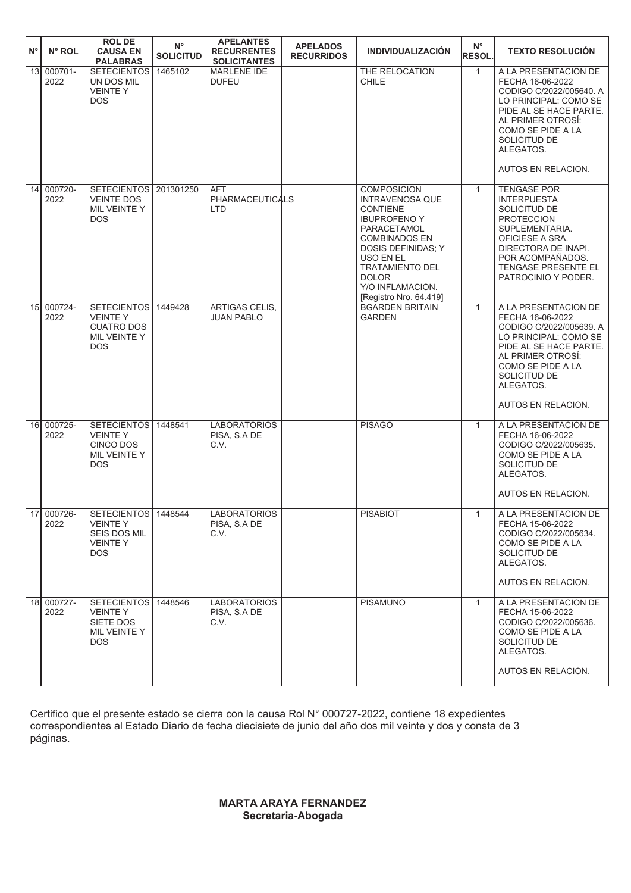| N° | N° ROL | ROL DE CAUSA EN PALABRAS | N° SOLICITUD | APELANTES RECURRENTES SOLICITANTES | APELADOS RECURRIDOS | INDIVIDUALIZACIÓN | N° RESOL. | TEXTO RESOLUCIÓN |
|---|---|---|---|---|---|---|---|---|
| 13 | 000701-2022 | SETECIENTOS UN DOS MIL VEINTE Y DOS | 1465102 | MARLENE IDE DUFEU | | THE RELOCATION CHILE | 1 | A LA PRESENTACION DE FECHA 16-06-2022 CODIGO C/2022/005640. A LO PRINCIPAL: COMO SE PIDE AL SE HACE PARTE. AL PRIMER OTROSÍ: COMO SE PIDE A LA SOLICITUD DE ALEGATOS. AUTOS EN RELACION. |
| 14 | 000720-2022 | SETECIENTOS VEINTE DOS MIL VEINTE Y DOS | 201301250 | AFT PHARMACEUTICALS LTD | | COMPOSICION INTRAVENOSA QUE CONTIENE IBUPROFENO Y PARACETAMOL COMBINADOS EN DOSIS DEFINIDAS; Y USO EN EL TRATAMIENTO DEL DOLOR Y/O INFLAMACION. [Registro Nro. 64.419] | 1 | TENGASE POR INTERPUESTA SOLICITUD DE PROTECCION SUPLEMENTARIA. OFICIESE A SRA. DIRECTORA DE INAPI. POR ACOMPAÑADOS. TENGASE PRESENTE EL PATROCINIO Y PODER. |
| 15 | 000724-2022 | SETECIENTOS VEINTE Y CUATRO DOS MIL VEINTE Y DOS | 1449428 | ARTIGAS CELIS, JUAN PABLO | | BGARDEN BRITAIN GARDEN | 1 | A LA PRESENTACION DE FECHA 16-06-2022 CODIGO C/2022/005639. A LO PRINCIPAL: COMO SE PIDE AL SE HACE PARTE. AL PRIMER OTROSÍ: COMO SE PIDE A LA SOLICITUD DE ALEGATOS. AUTOS EN RELACION. |
| 16 | 000725-2022 | SETECIENTOS VEINTE Y CINCO DOS MIL VEINTE Y DOS | 1448541 | LABORATORIOS PISA, S.A DE C.V. | | PISAGO | 1 | A LA PRESENTACION DE FECHA 16-06-2022 CODIGO C/2022/005635. COMO SE PIDE A LA SOLICITUD DE ALEGATOS. AUTOS EN RELACION. |
| 17 | 000726-2022 | SETECIENTOS VEINTE Y SEIS DOS MIL VEINTE Y DOS | 1448544 | LABORATORIOS PISA, S.A DE C.V. | | PISABIOT | 1 | A LA PRESENTACION DE FECHA 15-06-2022 CODIGO C/2022/005634. COMO SE PIDE A LA SOLICITUD DE ALEGATOS. AUTOS EN RELACION. |
| 18 | 000727-2022 | SETECIENTOS VEINTE Y SIETE DOS MIL VEINTE Y DOS | 1448546 | LABORATORIOS PISA, S.A DE C.V. | | PISAMUNO | 1 | A LA PRESENTACION DE FECHA 15-06-2022 CODIGO C/2022/005636. COMO SE PIDE A LA SOLICITUD DE ALEGATOS. AUTOS EN RELACION. |

Certifico que el presente estado se cierra con la causa Rol N° 000727-2022, contiene 18 expedientes correspondientes al Estado Diario de fecha diecisiete de junio del año dos mil veinte y dos y consta de 3 páginas.

**MARTA ARAYA FERNANDEZ**
**Secretaria-Abogada**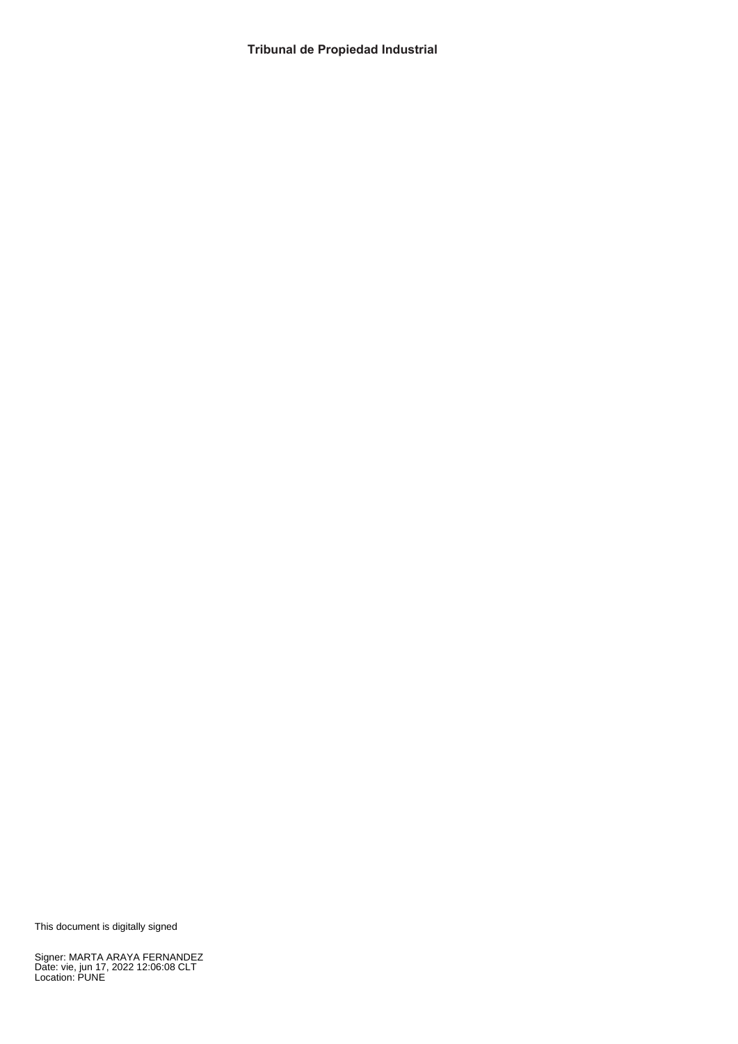**Tribunal de Propiedad Industrial**

This document is digitally signed

Signer: MARTA ARAYA FERNANDEZ
Date: vie, jun 17, 2022 12:06:08 CLT
Location: PUNE